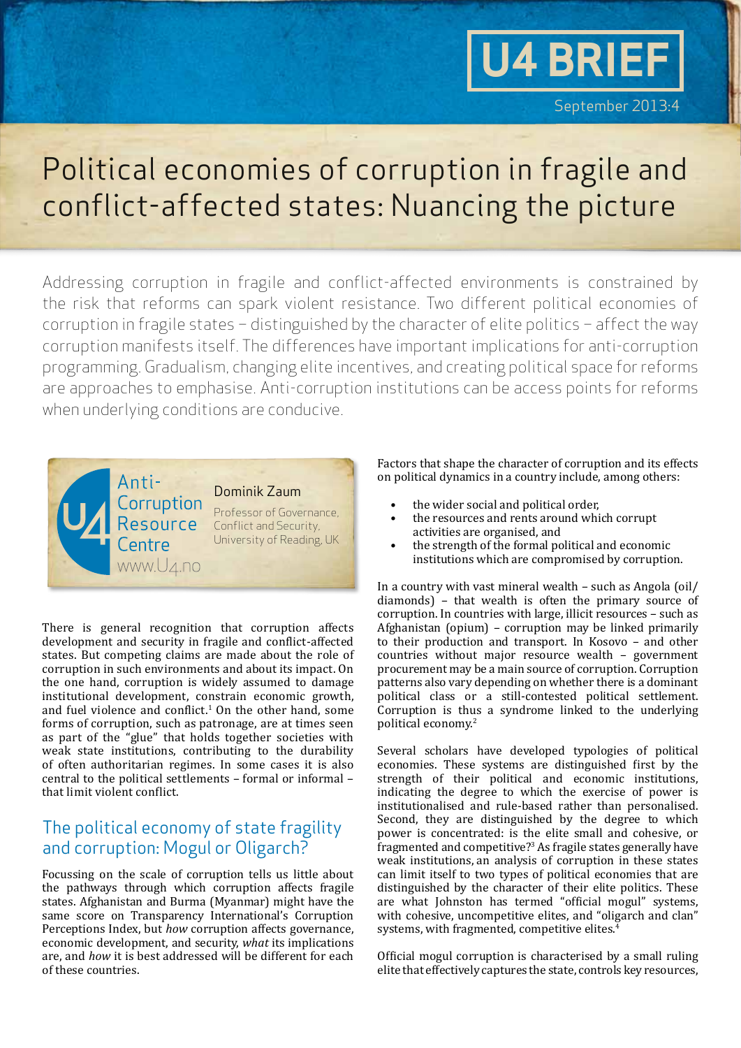U4 BRIEF

September 2013:4

# Political economies of corruption in fragile and conflict-affected states: Nuancing the picture

Addressing corruption in fragile and conflict-affected environments is constrained by the risk that reforms can spark violent resistance. Two different political economies of corruption in fragile states – distinguished by the character of elite politics – affect the way corruption manifests itself. The differences have important implications for anti-corruption programming. Gradualism, changing elite incentives, and creating political space for reforms are approaches to emphasise. Anti-corruption institutions can be access points for reforms when underlying conditions are conducive.

Anti-Corruption Resource Centre
www.U4.no

Dominik Zaum
Professor of Governance, Conflict and Security, University of Reading, UK

There is general recognition that corruption affects development and security in fragile and conflict-affected states. But competing claims are made about the role of corruption in such environments and about its impact. On the one hand, corruption is widely assumed to damage institutional development, constrain economic growth, and fuel violence and conflict.[1] On the other hand, some forms of corruption, such as patronage, are at times seen as part of the "glue" that holds together societies with weak state institutions, contributing to the durability of often authoritarian regimes. In some cases it is also central to the political settlements – formal or informal – that limit violent conflict.

## The political economy of state fragility and corruption: Mogul or Oligarch?

Focussing on the scale of corruption tells us little about the pathways through which corruption affects fragile states. Afghanistan and Burma (Myanmar) might have the same score on Transparency International's Corruption Perceptions Index, but *how* corruption affects governance, economic development, and security, *what* its implications are, and *how* it is best addressed will be different for each of these countries.

Factors that shape the character of corruption and its effects on political dynamics in a country include, among others:

- the wider social and political order,
- the resources and rents around which corrupt activities are organised, and
- the strength of the formal political and economic institutions which are compromised by corruption.

In a country with vast mineral wealth – such as Angola (oil/diamonds) – that wealth is often the primary source of corruption. In countries with large, illicit resources – such as Afghanistan (opium) – corruption may be linked primarily to their production and transport. In Kosovo – and other countries without major resource wealth – government procurement may be a main source of corruption. Corruption patterns also vary depending on whether there is a dominant political class or a still-contested political settlement. Corruption is thus a syndrome linked to the underlying political economy.[2]

Several scholars have developed typologies of political economies. These systems are distinguished first by the strength of their political and economic institutions, indicating the degree to which the exercise of power is institutionalised and rule-based rather than personalised. Second, they are distinguished by the degree to which power is concentrated: is the elite small and cohesive, or fragmented and competitive?[3] As fragile states generally have weak institutions, an analysis of corruption in these states can limit itself to two types of political economies that are distinguished by the character of their elite politics. These are what Johnston has termed "official mogul" systems, with cohesive, uncompetitive elites, and "oligarch and clan" systems, with fragmented, competitive elites.[4]

Official mogul corruption is characterised by a small ruling elite that effectively captures the state, controls key resources,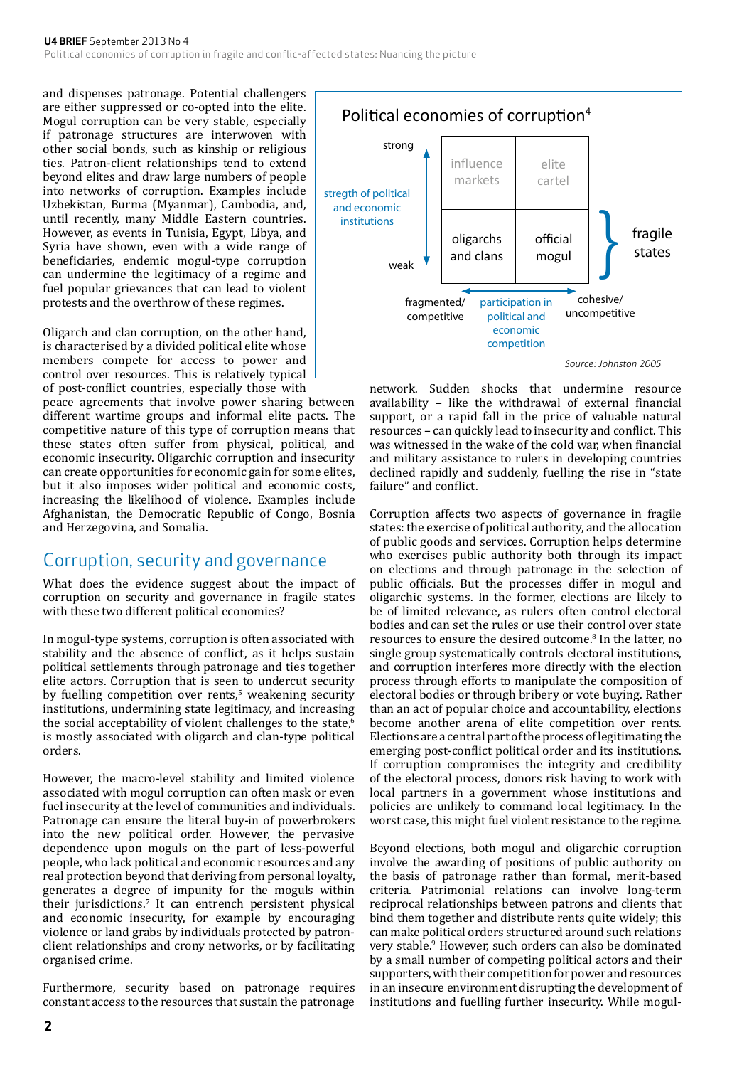and dispenses patronage. Potential challengers are either suppressed or co-opted into the elite. Mogul corruption can be very stable, especially if patronage structures are interwoven with other social bonds, such as kinship or religious ties. Patron-client relationships tend to extend beyond elites and draw large numbers of people into networks of corruption. Examples include Uzbekistan, Burma (Myanmar), Cambodia, and, until recently, many Middle Eastern countries. However, as events in Tunisia, Egypt, Libya, and Syria have shown, even with a wide range of beneficiaries, endemic mogul-type corruption can undermine the legitimacy of a regime and fuel popular grievances that can lead to violent protests and the overthrow of these regimes.

Oligarch and clan corruption, on the other hand, is characterised by a divided political elite whose members compete for access to power and control over resources. This is relatively typical of post-conflict countries, especially those with peace agreements that involve power sharing between different wartime groups and informal elite pacts. The competitive nature of this type of corruption means that these states often suffer from physical, political, and economic insecurity. Oligarchic corruption and insecurity can create opportunities for economic gain for some elites, but it also imposes wider political and economic costs, increasing the likelihood of violence. Examples include Afghanistan, the Democratic Republic of Congo, Bosnia and Herzegovina, and Somalia.

**Political economies of corruption**[4]

Vertical axis: stregth of political and economic institutions (strong → weak)
Horizontal axis: participation in political and economic competition (fragmented/competitive → cohesive/uncompetitive)

| | fragmented/competitive | cohesive/uncompetitive |
|---|---|---|
| strong | influence markets | elite cartel |
| weak | oligarchs and clans | official mogul |

The weak row (oligarchs and clans; official mogul) is marked as: fragile states

*Source: Johnston 2005*

## Corruption, security and governance

What does the evidence suggest about the impact of corruption on security and governance in fragile states with these two different political economies?

In mogul-type systems, corruption is often associated with stability and the absence of conflict, as it helps sustain political settlements through patronage and ties together elite actors. Corruption that is seen to undercut security by fuelling competition over rents,[5] weakening security institutions, undermining state legitimacy, and increasing the social acceptability of violent challenges to the state,[6] is mostly associated with oligarch and clan-type political orders.

However, the macro-level stability and limited violence associated with mogul corruption can often mask or even fuel insecurity at the level of communities and individuals. Patronage can ensure the literal buy-in of powerbrokers into the new political order. However, the pervasive dependence upon moguls on the part of less-powerful people, who lack political and economic resources and any real protection beyond that deriving from personal loyalty, generates a degree of impunity for the moguls within their jurisdictions.[7] It can entrench persistent physical and economic insecurity, for example by encouraging violence or land grabs by individuals protected by patron-client relationships and crony networks, or by facilitating organised crime.

Furthermore, security based on patronage requires constant access to the resources that sustain the patronage network. Sudden shocks that undermine resource availability – like the withdrawal of external financial support, or a rapid fall in the price of valuable natural resources – can quickly lead to insecurity and conflict. This was witnessed in the wake of the cold war, when financial and military assistance to rulers in developing countries declined rapidly and suddenly, fuelling the rise in "state failure" and conflict.

Corruption affects two aspects of governance in fragile states: the exercise of political authority, and the allocation of public goods and services. Corruption helps determine who exercises public authority both through its impact on elections and through patronage in the selection of public officials. But the processes differ in mogul and oligarchic systems. In the former, elections are likely to be of limited relevance, as rulers often control electoral bodies and can set the rules or use their control over state resources to ensure the desired outcome.[8] In the latter, no single group systematically controls electoral institutions, and corruption interferes more directly with the election process through efforts to manipulate the composition of electoral bodies or through bribery or vote buying. Rather than an act of popular choice and accountability, elections become another arena of elite competition over rents. Elections are a central part of the process of legitimating the emerging post-conflict political order and its institutions. If corruption compromises the integrity and credibility of the electoral process, donors risk having to work with local partners in a government whose institutions and policies are unlikely to command local legitimacy. In the worst case, this might fuel violent resistance to the regime.

Beyond elections, both mogul and oligarchic corruption involve the awarding of positions of public authority on the basis of patronage rather than formal, merit-based criteria. Patrimonial relations can involve long-term reciprocal relationships between patrons and clients that bind them together and distribute rents quite widely; this can make political orders structured around such relations very stable.[9] However, such orders can also be dominated by a small number of competing political actors and their supporters, with their competition for power and resources in an insecure environment disrupting the development of institutions and fuelling further insecurity. While mogul-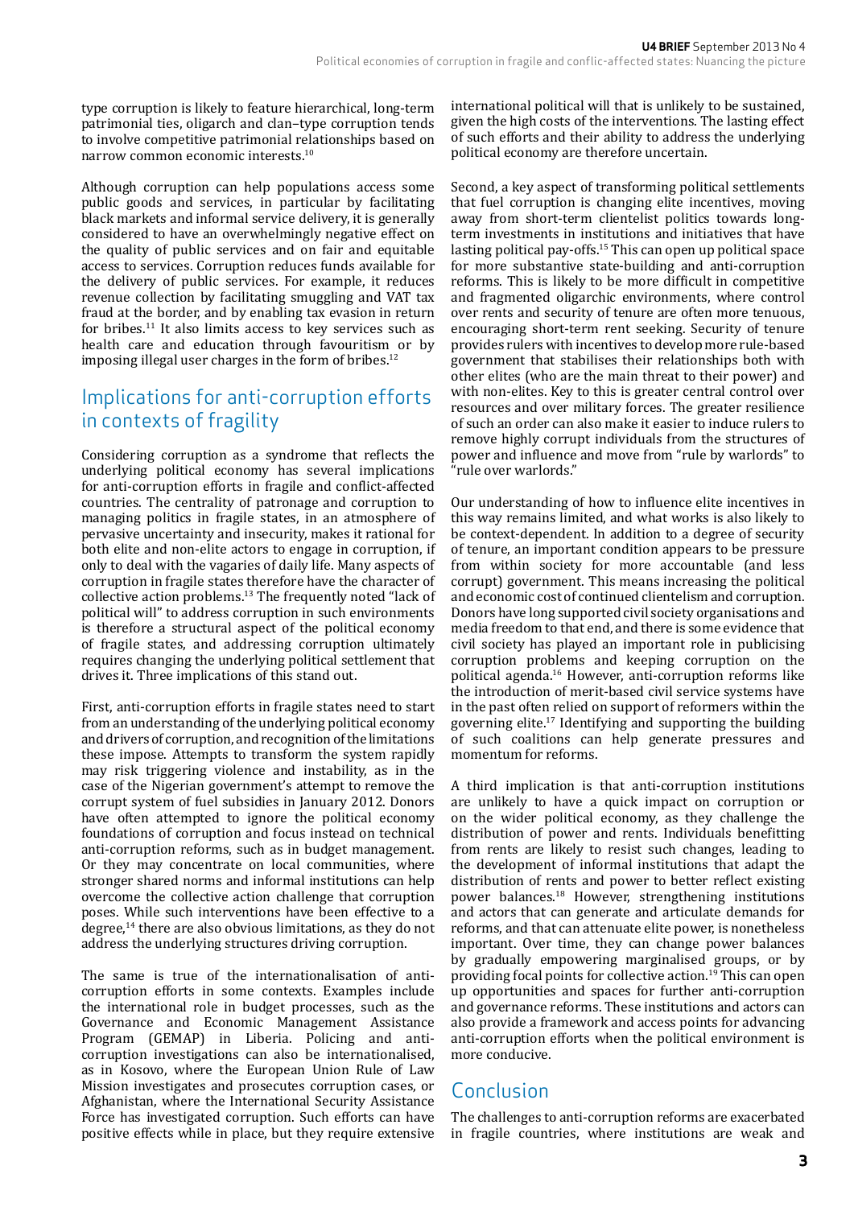type corruption is likely to feature hierarchical, long-term patrimonial ties, oligarch and clan–type corruption tends to involve competitive patrimonial relationships based on narrow common economic interests.[10]

Although corruption can help populations access some public goods and services, in particular by facilitating black markets and informal service delivery, it is generally considered to have an overwhelmingly negative effect on the quality of public services and on fair and equitable access to services. Corruption reduces funds available for the delivery of public services. For example, it reduces revenue collection by facilitating smuggling and VAT tax fraud at the border, and by enabling tax evasion in return for bribes.[11] It also limits access to key services such as health care and education through favouritism or by imposing illegal user charges in the form of bribes.[12]

## Implications for anti-corruption efforts in contexts of fragility

Considering corruption as a syndrome that reflects the underlying political economy has several implications for anti-corruption efforts in fragile and conflict-affected countries. The centrality of patronage and corruption to managing politics in fragile states, in an atmosphere of pervasive uncertainty and insecurity, makes it rational for both elite and non-elite actors to engage in corruption, if only to deal with the vagaries of daily life. Many aspects of corruption in fragile states therefore have the character of collective action problems.[13] The frequently noted "lack of political will" to address corruption in such environments is therefore a structural aspect of the political economy of fragile states, and addressing corruption ultimately requires changing the underlying political settlement that drives it. Three implications of this stand out.

First, anti-corruption efforts in fragile states need to start from an understanding of the underlying political economy and drivers of corruption, and recognition of the limitations these impose. Attempts to transform the system rapidly may risk triggering violence and instability, as in the case of the Nigerian government's attempt to remove the corrupt system of fuel subsidies in January 2012. Donors have often attempted to ignore the political economy foundations of corruption and focus instead on technical anti-corruption reforms, such as in budget management. Or they may concentrate on local communities, where stronger shared norms and informal institutions can help overcome the collective action challenge that corruption poses. While such interventions have been effective to a degree,[14] there are also obvious limitations, as they do not address the underlying structures driving corruption.

The same is true of the internationalisation of anti-corruption efforts in some contexts. Examples include the international role in budget processes, such as the Governance and Economic Management Assistance Program (GEMAP) in Liberia. Policing and anti-corruption investigations can also be internationalised, as in Kosovo, where the European Union Rule of Law Mission investigates and prosecutes corruption cases, or Afghanistan, where the International Security Assistance Force has investigated corruption. Such efforts can have positive effects while in place, but they require extensive international political will that is unlikely to be sustained, given the high costs of the interventions. The lasting effect of such efforts and their ability to address the underlying political economy are therefore uncertain.

Second, a key aspect of transforming political settlements that fuel corruption is changing elite incentives, moving away from short-term clientelist politics towards long-term investments in institutions and initiatives that have lasting political pay-offs.[15] This can open up political space for more substantive state-building and anti-corruption reforms. This is likely to be more difficult in competitive and fragmented oligarchic environments, where control over rents and security of tenure are often more tenuous, encouraging short-term rent seeking. Security of tenure provides rulers with incentives to develop more rule-based government that stabilises their relationships both with other elites (who are the main threat to their power) and with non-elites. Key to this is greater central control over resources and over military forces. The greater resilience of such an order can also make it easier to induce rulers to remove highly corrupt individuals from the structures of power and influence and move from "rule by warlords" to "rule over warlords."

Our understanding of how to influence elite incentives in this way remains limited, and what works is also likely to be context-dependent. In addition to a degree of security of tenure, an important condition appears to be pressure from within society for more accountable (and less corrupt) government. This means increasing the political and economic cost of continued clientelism and corruption. Donors have long supported civil society organisations and media freedom to that end, and there is some evidence that civil society has played an important role in publicising corruption problems and keeping corruption on the political agenda.[16] However, anti-corruption reforms like the introduction of merit-based civil service systems have in the past often relied on support of reformers within the governing elite.[17] Identifying and supporting the building of such coalitions can help generate pressures and momentum for reforms.

A third implication is that anti-corruption institutions are unlikely to have a quick impact on corruption or on the wider political economy, as they challenge the distribution of power and rents. Individuals benefitting from rents are likely to resist such changes, leading to the development of informal institutions that adapt the distribution of rents and power to better reflect existing power balances.[18] However, strengthening institutions and actors that can generate and articulate demands for reforms, and that can attenuate elite power, is nonetheless important. Over time, they can change power balances by gradually empowering marginalised groups, or by providing focal points for collective action.[19] This can open up opportunities and spaces for further anti-corruption and governance reforms. These institutions and actors can also provide a framework and access points for advancing anti-corruption efforts when the political environment is more conducive.

## Conclusion

The challenges to anti-corruption reforms are exacerbated in fragile countries, where institutions are weak and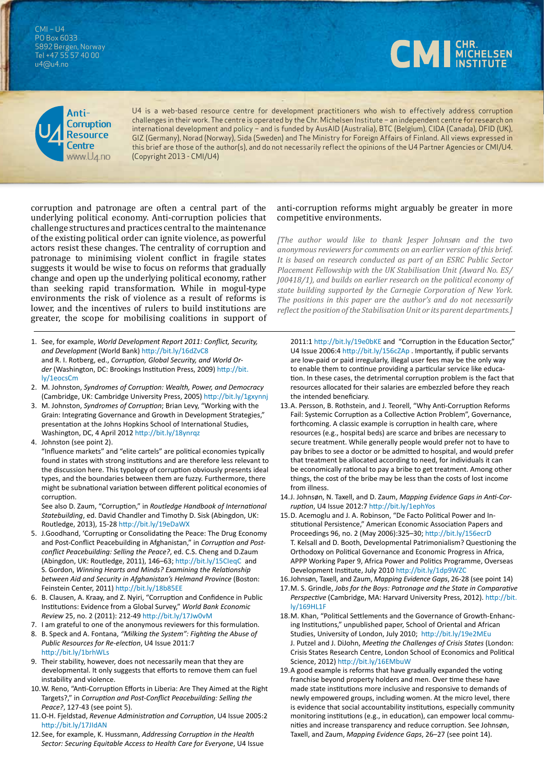CMI – U4
PO Box 6033
5892 Bergen, Norway
Tel +47 55 57 40 00
u4@u4.no

CMI CHR. MICHELSEN INSTITUTE

Anti-Corruption Resource Centre
www.U4.no

U4 is a web-based resource centre for development practitioners who wish to effectively address corruption challenges in their work. The centre is operated by the Chr. Michelsen Institute – an independent centre for research on international development and policy – and is funded by AusAID (Australia), BTC (Belgium), CIDA (Canada), DFID (UK), GIZ (Germany), Norad (Norway), Sida (Sweden) and The Ministry for Foreign Affairs of Finland. All views expressed in this brief are those of the author(s), and do not necessarily reflect the opinions of the U4 Partner Agencies or CMI/U4. (Copyright 2013 - CMI/U4)

corruption and patronage are often a central part of the underlying political economy. Anti-corruption policies that challenge structures and practices central to the maintenance of the existing political order can ignite violence, as powerful actors resist these changes. The centrality of corruption and patronage to minimising violent conflict in fragile states suggests it would be wise to focus on reforms that gradually change and open up the underlying political economy, rather than seeking rapid transformation. While in mogul-type environments the risk of violence as a result of reforms is lower, and the incentives of rulers to build institutions are greater, the scope for mobilising coalitions in support of anti-corruption reforms might arguably be greater in more competitive environments.

*[The author would like to thank Jesper Johnsøn and the two anonymous reviewers for comments on an earlier version of this brief. It is based on research conducted as part of an ESRC Public Sector Placement Fellowship with the UK Stabilisation Unit (Award No. ES/J00418/1), and builds on earlier research on the political economy of state building supported by the Carnegie Corporation of New York. The positions in this paper are the author's and do not necessarily reflect the position of the Stabilisation Unit or its parent departments.]*

1. See, for example, *World Development Report 2011: Conflict, Security, and Development* (World Bank) http://bit.ly/16dZvC8 and R. I. Rotberg, ed., *Corruption, Global Security, and World Order* (Washington, DC: Brookings Institution Press, 2009) http://bit.ly/1eocsCm
2. M. Johnston, *Syndromes of Corruption: Wealth, Power, and Democracy* (Cambridge, UK: Cambridge University Press, 2005) http://bit.ly/1gxynnj
3. M. Johnston, *Syndromes of Corruption*; Brian Levy, "Working with the Grain: Integrating Governance and Growth in Development Strategies," presentation at the Johns Hopkins School of International Studies, Washington, DC, 4 April 2012 http://bit.ly/18ynrqz
4. Johnston (see point 2).
   "Influence markets" and "elite cartels" are political economies typically found in states with strong institutions and are therefore less relevant to the discussion here. This typology of corruption obviously presents ideal types, and the boundaries between them are fuzzy. Furthermore, there might be subnational variation between different political economies of corruption.
   See also D. Zaum, "Corruption," in *Routledge Handbook of International Statebuilding*, ed. David Chandler and Timothy D. Sisk (Abingdon, UK: Routledge, 2013), 15-28 http://bit.ly/19eDaWX
5. J.Goodhand, 'Corrupting or Consolidating the Peace: The Drug Economy and Post-Conflict Peacebuilding in Afghanistan," in *Corruption and Post-conflict Peacebuilding: Selling the Peace?*, ed. C.S. Cheng and D.Zaum (Abingdon, UK: Routledge, 2011), 146–63; http://bit.ly/15CleqC and S. Gordon, *Winning Hearts and Minds? Examining the Relationship between Aid and Security in Afghanistan's Helmand Province* (Boston: Feinstein Center, 2011) http://bit.ly/18b85EE
6. B. Clausen, A. Kraay, and Z. Nyiri, "Corruption and Confidence in Public Institutions: Evidence from a Global Survey," *World Bank Economic Review* 25, no. 2 (2011): 212-49 http://bit.ly/17Jw0vM
7. I am grateful to one of the anonymous reviewers for this formulation.
8. B. Speck and A. Fontana, *"Milking the System": Fighting the Abuse of Public Resources for Re-election*, U4 Issue 2011:7 http://bit.ly/1brhWLs
9. Their stability, however, does not necessarily mean that they are developmental. It only suggests that efforts to remove them can fuel instability and violence.
10. W. Reno, "Anti-Corruption Efforts in Liberia: Are They Aimed at the Right Targets?," in *Corruption and Post-Conflict Peacebuilding: Selling the Peace?*, 127-43 (see point 5).
11. O-H. Fjeldstad, *Revenue Administration and Corruption*, U4 Issue 2005:2 http://bit.ly/17JIdAN
12. See, for example, K. Hussmann, *Addressing Corruption in the Health Sector: Securing Equitable Access to Health Care for Everyone*, U4 Issue 2011:1 http://bit.ly/19e0bKE and "Corruption in the Education Sector," U4 Issue 2006:4 http://bit.ly/156cZAp . Importantly, if public servants are low-paid or paid irregularly, illegal user fees may be the only way to enable them to continue providing a particular service like education. In these cases, the detrimental corruption problem is the fact that resources allocated for their salaries are embezzled before they reach the intended beneficiary.
13. A. Persson, B. Rothstein, and J. Teorell, "Why Anti-Corruption Reforms Fail: Systemic Corruption as a Collective Action Problem", Governance, forthcoming. A classic example is corruption in health care, where resources (e.g., hospital beds) are scarce and bribes are necessary to secure treatment. While generally people would prefer not to have to pay bribes to see a doctor or be admitted to hospital, and would prefer that treatment be allocated according to need, for individuals it can be economically rational to pay a bribe to get treatment. Among other things, the cost of the bribe may be less than the costs of lost income from illness.
14. J. Johnsøn, N. Taxell, and D. Zaum, *Mapping Evidence Gaps in Anti-Corruption*, U4 Issue 2012:7 http://bit.ly/1ephYos
15. D. Acemoglu and J. A. Robinson, "De Facto Political Power and Institutional Persistence," American Economic Association Papers and Proceedings 96, no. 2 (May 2006):325–30; http://bit.ly/156ecrD
    T. Kelsall and D. Booth, Developmental Patrimonialism? Questioning the Orthodoxy on Political Governance and Economic Progress in Africa, APPP Working Paper 9, Africa Power and Politics Programme, Overseas Development Institute, July 2010 http://bit.ly/1dp9WZC
16. Johnsøn, Taxell, and Zaum, *Mapping Evidence Gaps*, 26-28 (see point 14)
17. M. S. Grindle, *Jobs for the Boys: Patronage and the State in Comparative Perspective* (Cambridge, MA: Harvard University Press, 2012). http://bit.ly/169HL1F
18. M. Khan, "Political Settlements and the Governance of Growth-Enhancing Institutions," unpublished paper, School of Oriental and African Studies, University of London, July 2010; http://bit.ly/19e2MEu
    J. Putzel and J. DiJohn, *Meeting the Challenges of Crisis States* (London: Crisis States Research Centre, London School of Economics and Political Science, 2012) http://bit.ly/16EMbuW
19. A good example is reforms that have gradually expanded the voting franchise beyond property holders and men. Over time these have made state institutions more inclusive and responsive to demands of newly empowered groups, including women. At the micro level, there is evidence that social accountability institutions, especially community monitoring institutions (e.g., in education), can empower local communities and increase transparency and reduce corruption. See Johnsøn, Taxell, and Zaum, *Mapping Evidence Gaps*, 26–27 (see point 14).